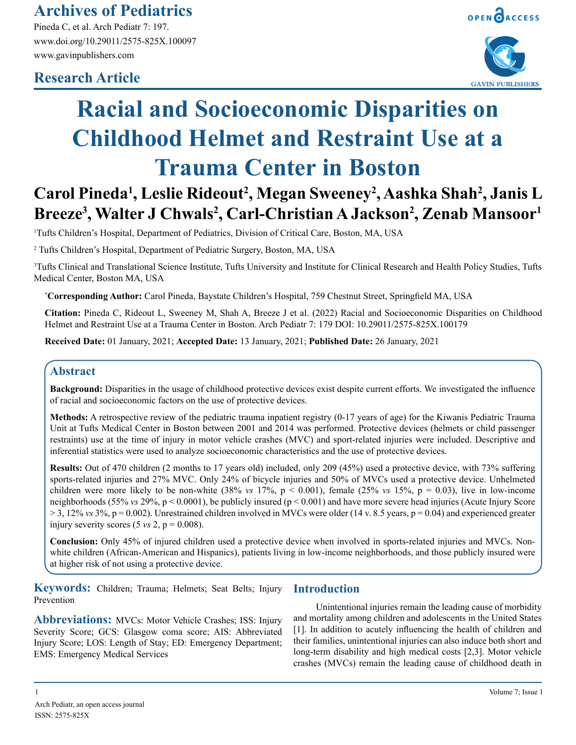**Research Article**

# Racial and Socioeconomic Disparities on Childhood Helmet and Restraint Use at a Trauma Center in Boston

**Carol Pineda[1], Leslie Rideout[2], Megan Sweeney[2], Aashka Shah[2], Janis L Breeze[3], Walter J Chwals[2], Carl-Christian A Jackson[2], Zenab Mansoor[1]**

[1]Tufts Children's Hospital, Department of Pediatrics, Division of Critical Care, Boston, MA, USA

[2] Tufts Children's Hospital, Department of Pediatric Surgery, Boston, MA, USA

[3]Tufts Clinical and Translational Science Institute, Tufts University and Institute for Clinical Research and Health Policy Studies, Tufts Medical Center, Boston MA, USA

**\*Corresponding Author:** Carol Pineda, Baystate Children's Hospital, 759 Chestnut Street, Springfield MA, USA

**Citation:** Pineda C, Rideout L, Sweeney M, Shah A, Breeze J et al. (2022) Racial and Socioeconomic Disparities on Childhood Helmet and Restraint Use at a Trauma Center in Boston. Arch Pediatr 7: 179 DOI: 10.29011/2575-825X.100179

**Received Date:** 01 January, 2021; **Accepted Date:** 13 January, 2021; **Published Date:** 26 January, 2021

## Abstract

**Background:** Disparities in the usage of childhood protective devices exist despite current efforts. We investigated the influence of racial and socioeconomic factors on the use of protective devices.

**Methods:** A retrospective review of the pediatric trauma inpatient registry (0-17 years of age) for the Kiwanis Pediatric Trauma Unit at Tufts Medical Center in Boston between 2001 and 2014 was performed. Protective devices (helmets or child passenger restraints) use at the time of injury in motor vehicle crashes (MVC) and sport-related injuries were included. Descriptive and inferential statistics were used to analyze socioeconomic characteristics and the use of protective devices.

**Results:** Out of 470 children (2 months to 17 years old) included, only 209 (45%) used a protective device, with 73% suffering sports-related injuries and 27% MVC. Only 24% of bicycle injuries and 50% of MVCs used a protective device. Unhelmeted children were more likely to be non-white (38% *vs* 17%, $p < 0.001$), female (25% *vs* 15%, $p = 0.03$), live in low-income neighborhoods (55% *vs* 29%, $p < 0.0001$), be publicly insured ($p < 0.001$) and have more severe head injuries (Acute Injury Score > 3, 12% *vs* 3%, $p = 0.002$). Unrestrained children involved in MVCs were older (14 v. 8.5 years, $p = 0.04$) and experienced greater injury severity scores (5 *vs* 2, $p = 0.008$).

**Conclusion:** Only 45% of injured children used a protective device when involved in sports-related injuries and MVCs. Non-white children (African-American and Hispanics), patients living in low-income neighborhoods, and those publicly insured were at higher risk of not using a protective device.

**Keywords:** Children; Trauma; Helmets; Seat Belts; Injury Prevention

**Abbreviations:** MVCs: Motor Vehicle Crashes; ISS: Injury Severity Score; GCS: Glasgow coma score; AIS: Abbreviated Injury Score; LOS: Length of Stay; ED: Emergency Department; EMS: Emergency Medical Services

## Introduction

Unintentional injuries remain the leading cause of morbidity and mortality among children and adolescents in the United States [1]. In addition to acutely influencing the health of children and their families, unintentional injuries can also induce both short and long-term disability and high medical costs [2,3]. Motor vehicle crashes (MVCs) remain the leading cause of childhood death in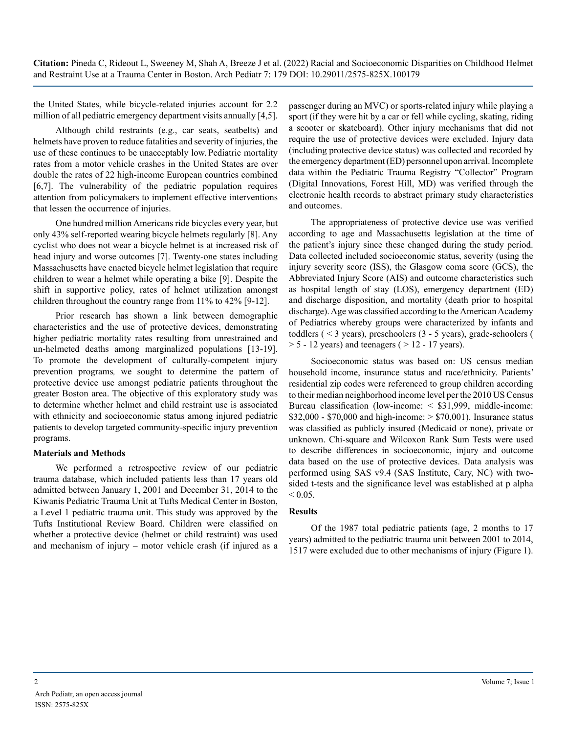the United States, while bicycle-related injuries account for 2.2 million of all pediatric emergency department visits annually [4,5].

Although child restraints (e.g., car seats, seatbelts) and helmets have proven to reduce fatalities and severity of injuries, the use of these continues to be unacceptably low. Pediatric mortality rates from a motor vehicle crashes in the United States are over double the rates of 22 high-income European countries combined [6,7]. The vulnerability of the pediatric population requires attention from policymakers to implement effective interventions that lessen the occurrence of injuries.

One hundred million Americans ride bicycles every year, but only 43% self-reported wearing bicycle helmets regularly [8]. Any cyclist who does not wear a bicycle helmet is at increased risk of head injury and worse outcomes [7]. Twenty-one states including Massachusetts have enacted bicycle helmet legislation that require children to wear a helmet while operating a bike [9]. Despite the shift in supportive policy, rates of helmet utilization amongst children throughout the country range from 11% to 42% [9-12].

Prior research has shown a link between demographic characteristics and the use of protective devices, demonstrating higher pediatric mortality rates resulting from unrestrained and un-helmeted deaths among marginalized populations [13-19]. To promote the development of culturally-competent injury prevention programs, we sought to determine the pattern of protective device use amongst pediatric patients throughout the greater Boston area. The objective of this exploratory study was to determine whether helmet and child restraint use is associated with ethnicity and socioeconomic status among injured pediatric patients to develop targeted community-specific injury prevention programs.

## Materials and Methods

We performed a retrospective review of our pediatric trauma database, which included patients less than 17 years old admitted between January 1, 2001 and December 31, 2014 to the Kiwanis Pediatric Trauma Unit at Tufts Medical Center in Boston, a Level 1 pediatric trauma unit. This study was approved by the Tufts Institutional Review Board. Children were classified on whether a protective device (helmet or child restraint) was used and mechanism of injury – motor vehicle crash (if injured as a passenger during an MVC) or sports-related injury while playing a sport (if they were hit by a car or fell while cycling, skating, riding a scooter or skateboard). Other injury mechanisms that did not require the use of protective devices were excluded. Injury data (including protective device status) was collected and recorded by the emergency department (ED) personnel upon arrival. Incomplete data within the Pediatric Trauma Registry "Collector" Program (Digital Innovations, Forest Hill, MD) was verified through the electronic health records to abstract primary study characteristics and outcomes.

The appropriateness of protective device use was verified according to age and Massachusetts legislation at the time of the patient's injury since these changed during the study period. Data collected included socioeconomic status, severity (using the injury severity score (ISS), the Glasgow coma score (GCS), the Abbreviated Injury Score (AIS) and outcome characteristics such as hospital length of stay (LOS), emergency department (ED) and discharge disposition, and mortality (death prior to hospital discharge). Age was classified according to the American Academy of Pediatrics whereby groups were characterized by infants and toddlers ( < 3 years), preschoolers (3 - 5 years), grade-schoolers ( > 5 - 12 years) and teenagers ( > 12 - 17 years).

Socioeconomic status was based on: US census median household income, insurance status and race/ethnicity. Patients' residential zip codes were referenced to group children according to their median neighborhood income level per the 2010 US Census Bureau classification (low-income: < $31,999, middle-income: $32,000 - $70,000 and high-income: > $70,001). Insurance status was classified as publicly insured (Medicaid or none), private or unknown. Chi-square and Wilcoxon Rank Sum Tests were used to describe differences in socioeconomic, injury and outcome data based on the use of protective devices. Data analysis was performed using SAS v9.4 (SAS Institute, Cary, NC) with two-sided t-tests and the significance level was established at p alpha < 0.05.

## Results

Of the 1987 total pediatric patients (age, 2 months to 17 years) admitted to the pediatric trauma unit between 2001 to 2014, 1517 were excluded due to other mechanisms of injury (Figure 1).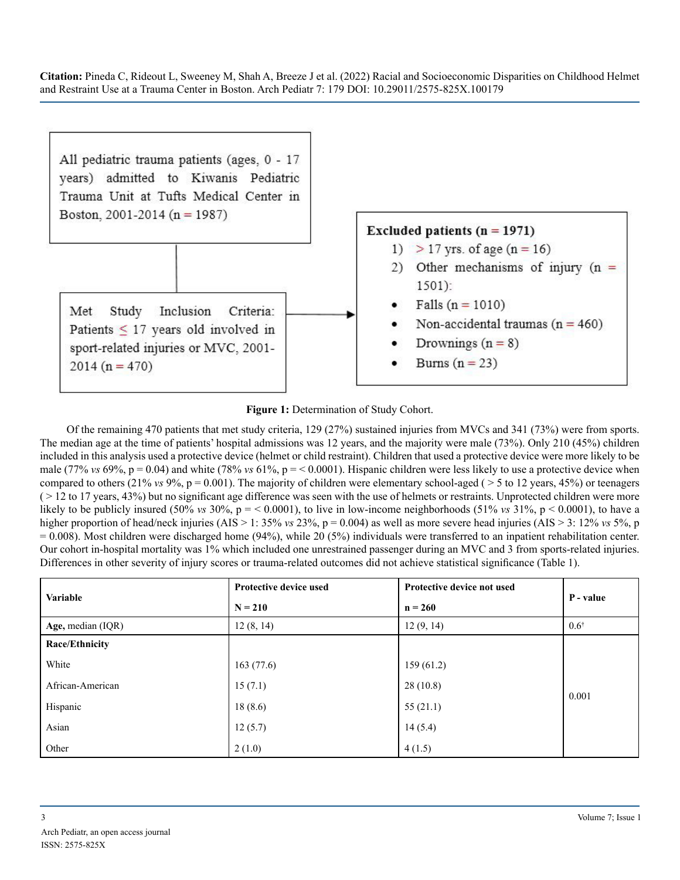All pediatric trauma patients (ages, 0 - 17 years) admitted to Kiwanis Pediatric Trauma Unit at Tufts Medical Center in Boston, 2001-2014 (n = 1987)

Met Study Inclusion Criteria: Patients ≤ 17 years old involved in sport-related injuries or MVC, 2001-2014 (n = 470)

**Excluded patients (n = 1971)**

1) > 17 yrs. of age (n = 16)
2) Other mechanisms of injury (n = 1501):

- Falls (n = 1010)
- Non-accidental traumas (n = 460)
- Drownings (n = 8)
- Burns (n = 23)

**Figure 1:** Determination of Study Cohort.

Of the remaining 470 patients that met study criteria, 129 (27%) sustained injuries from MVCs and 341 (73%) were from sports. The median age at the time of patients' hospital admissions was 12 years, and the majority were male (73%). Only 210 (45%) children included in this analysis used a protective device (helmet or child restraint). Children that used a protective device were more likely to be male (77% *vs* 69%, p = 0.04) and white (78% *vs* 61%, p = < 0.0001). Hispanic children were less likely to use a protective device when compared to others (21% *vs* 9%, p = 0.001). The majority of children were elementary school-aged ( > 5 to 12 years, 45%) or teenagers ( > 12 to 17 years, 43%) but no significant age difference was seen with the use of helmets or restraints. Unprotected children were more likely to be publicly insured (50% *vs* 30%, p = < 0.0001), to live in low-income neighborhoods (51% *vs* 31%, p < 0.0001), to have a higher proportion of head/neck injuries (AIS > 1: 35% *vs* 23%, p = 0.004) as well as more severe head injuries (AIS > 3: 12% *vs* 5%, p = 0.008). Most children were discharged home (94%), while 20 (5%) individuals were transferred to an inpatient rehabilitation center. Our cohort in-hospital mortality was 1% which included one unrestrained passenger during an MVC and 3 from sports-related injuries. Differences in other severity of injury scores or trauma-related outcomes did not achieve statistical significance (Table 1).

| Variable | Protective device used N = 210 | Protective device not used n = 260 | P - value |
|---|---|---|---|
| **Age,** median (IQR) | 12 (8, 14) | 12 (9, 14) | 0.6† |
| **Race/Ethnicity** | | | 0.001 |
| White | 163 (77.6) | 159 (61.2) | |
| African-American | 15 (7.1) | 28 (10.8) | |
| Hispanic | 18 (8.6) | 55 (21.1) | |
| Asian | 12 (5.7) | 14 (5.4) | |
| Other | 2 (1.0) | 4 (1.5) | |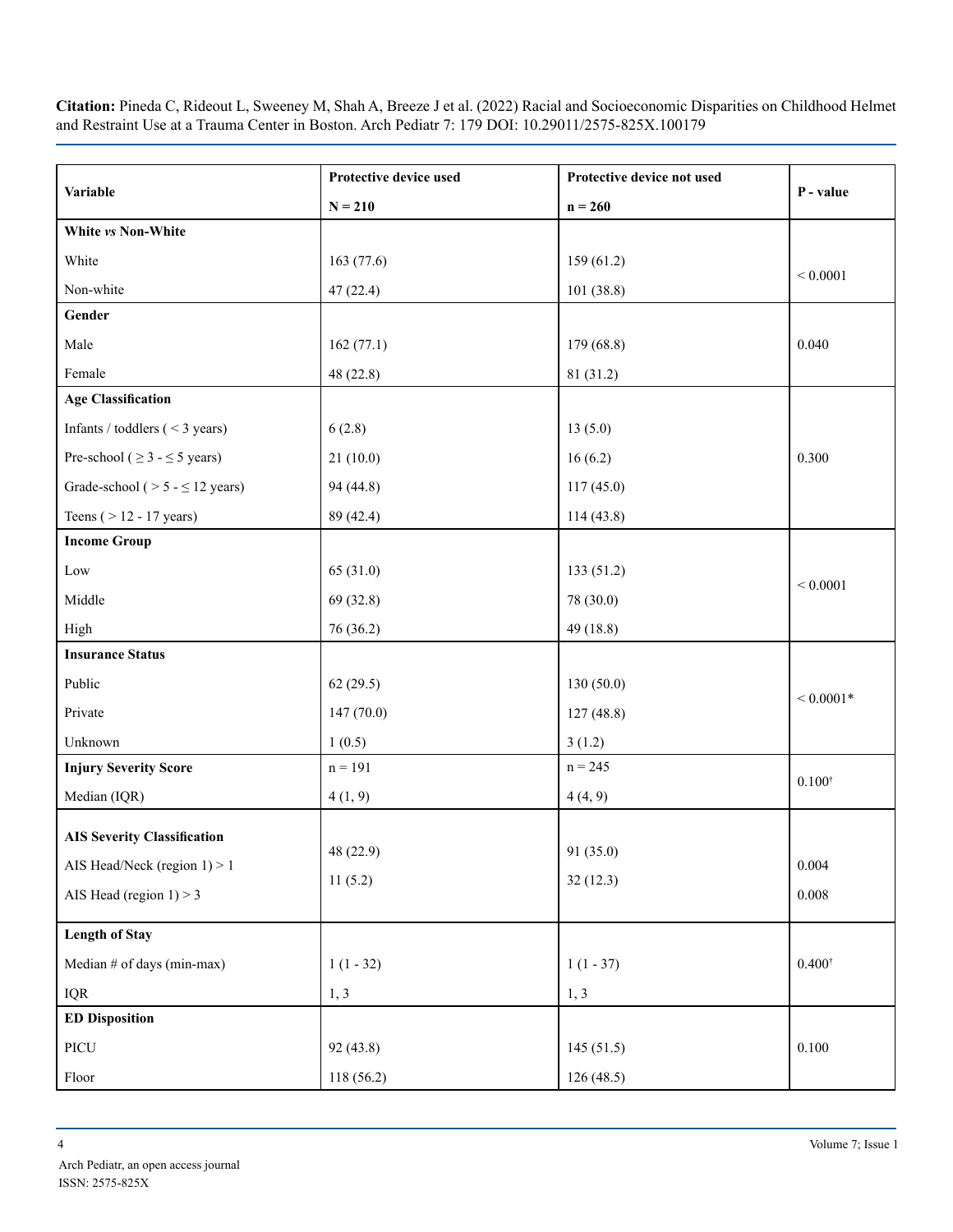| Variable | Protective device used N = 210 | Protective device not used n = 260 | P - value |
|---|---|---|---|
| **White *vs* Non-White** | | | |
| White | 163 (77.6) | 159 (61.2) | < 0.0001 |
| Non-white | 47 (22.4) | 101 (38.8) | |
| **Gender** | | | |
| Male | 162 (77.1) | 179 (68.8) | 0.040 |
| Female | 48 (22.8) | 81 (31.2) | |
| **Age Classification** | | | |
| Infants / toddlers ( < 3 years) | 6 (2.8) | 13 (5.0) | 0.300 |
| Pre-school ( ≥ 3 - ≤ 5 years) | 21 (10.0) | 16 (6.2) | |
| Grade-school ( > 5 - ≤ 12 years) | 94 (44.8) | 117 (45.0) | |
| Teens ( > 12 - 17 years) | 89 (42.4) | 114 (43.8) | |
| **Income Group** | | | |
| Low | 65 (31.0) | 133 (51.2) | < 0.0001 |
| Middle | 69 (32.8) | 78 (30.0) | |
| High | 76 (36.2) | 49 (18.8) | |
| **Insurance Status** | | | |
| Public | 62 (29.5) | 130 (50.0) | < 0.0001* |
| Private | 147 (70.0) | 127 (48.8) | |
| Unknown | 1 (0.5) | 3 (1.2) | |
| **Injury Severity Score** | n = 191 | n = 245 | 0.100† |
| Median (IQR) | 4 (1, 9) | 4 (4, 9) | |
| **AIS Severity Classification** | | | |
| AIS Head/Neck (region 1) > 1 | 48 (22.9) | 91 (35.0) | 0.004 |
| AIS Head (region 1) > 3 | 11 (5.2) | 32 (12.3) | 0.008 |
| **Length of Stay** | | | |
| Median # of days (min-max) | 1 (1 - 32) | 1 (1 - 37) | 0.400† |
| IQR | 1, 3 | 1, 3 | |
| **ED Disposition** | | | |
| PICU | 92 (43.8) | 145 (51.5) | 0.100 |
| Floor | 118 (56.2) | 126 (48.5) | |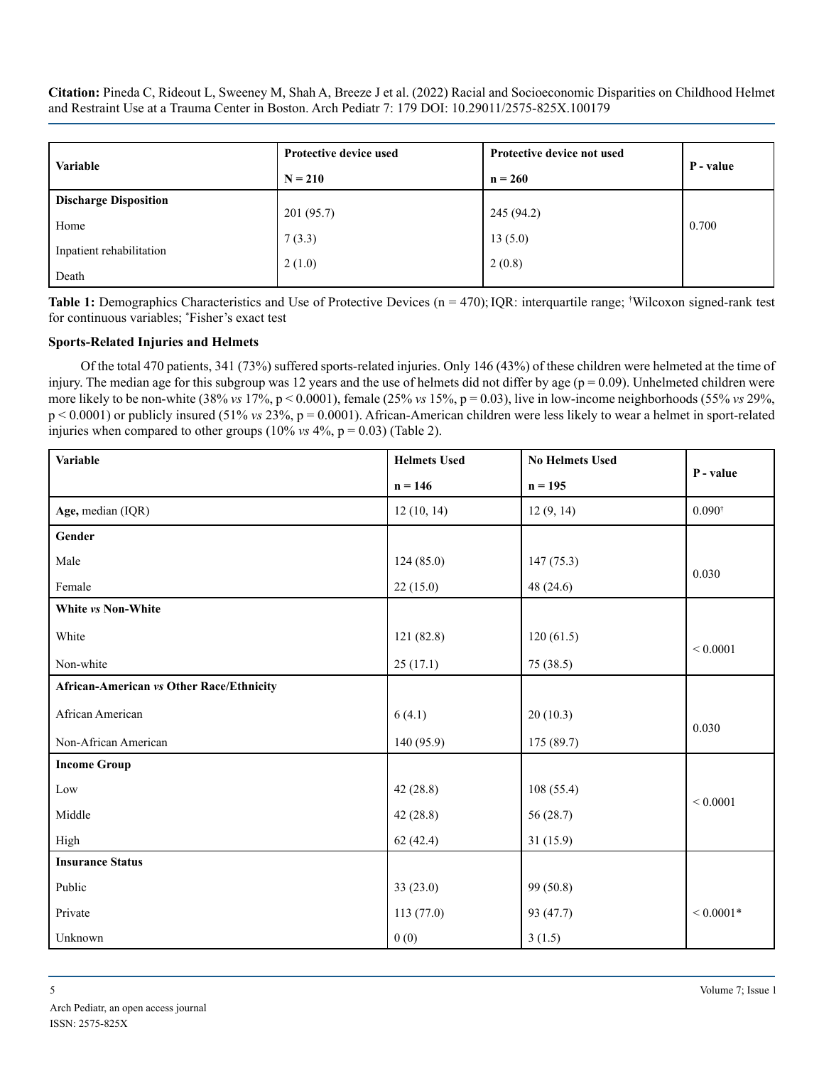| Variable | Protective device used<br>N = 210 | Protective device not used<br>n = 260 | P - value |
|---|---|---|---|
| **Discharge Disposition** | | | |
| Home | 201 (95.7) | 245 (94.2) | 0.700 |
| Inpatient rehabilitation | 7 (3.3) | 13 (5.0) | |
| Death | 2 (1.0) | 2 (0.8) | |

**Table 1:** Demographics Characteristics and Use of Protective Devices (n = 470); IQR: interquartile range; †Wilcoxon signed-rank test for continuous variables; *Fisher's exact test

### Sports-Related Injuries and Helmets

Of the total 470 patients, 341 (73%) suffered sports-related injuries. Only 146 (43%) of these children were helmeted at the time of injury. The median age for this subgroup was 12 years and the use of helmets did not differ by age ($p = 0.09$). Unhelmeted children were more likely to be non-white (38% *vs* 17%, $p < 0.0001$), female (25% *vs* 15%, $p = 0.03$), live in low-income neighborhoods (55% *vs* 29%, $p < 0.0001$) or publicly insured (51% *vs* 23%, $p = 0.0001$). African-American children were less likely to wear a helmet in sport-related injuries when compared to other groups (10% *vs* 4%, $p = 0.03$) (Table 2).

| Variable | Helmets Used<br>n = 146 | No Helmets Used<br>n = 195 | P - value |
|---|---|---|---|
| **Age,** median (IQR) | 12 (10, 14) | 12 (9, 14) | 0.090† |
| **Gender** | | | |
| Male | 124 (85.0) | 147 (75.3) | 0.030 |
| Female | 22 (15.0) | 48 (24.6) | |
| **White *vs* Non-White** | | | |
| White | 121 (82.8) | 120 (61.5) | < 0.0001 |
| Non-white | 25 (17.1) | 75 (38.5) | |
| **African-American *vs* Other Race/Ethnicity** | | | |
| African American | 6 (4.1) | 20 (10.3) | 0.030 |
| Non-African American | 140 (95.9) | 175 (89.7) | |
| **Income Group** | | | |
| Low | 42 (28.8) | 108 (55.4) | < 0.0001 |
| Middle | 42 (28.8) | 56 (28.7) | |
| High | 62 (42.4) | 31 (15.9) | |
| **Insurance Status** | | | |
| Public | 33 (23.0) | 99 (50.8) | < 0.0001* |
| Private | 113 (77.0) | 93 (47.7) | |
| Unknown | 0 (0) | 3 (1.5) | |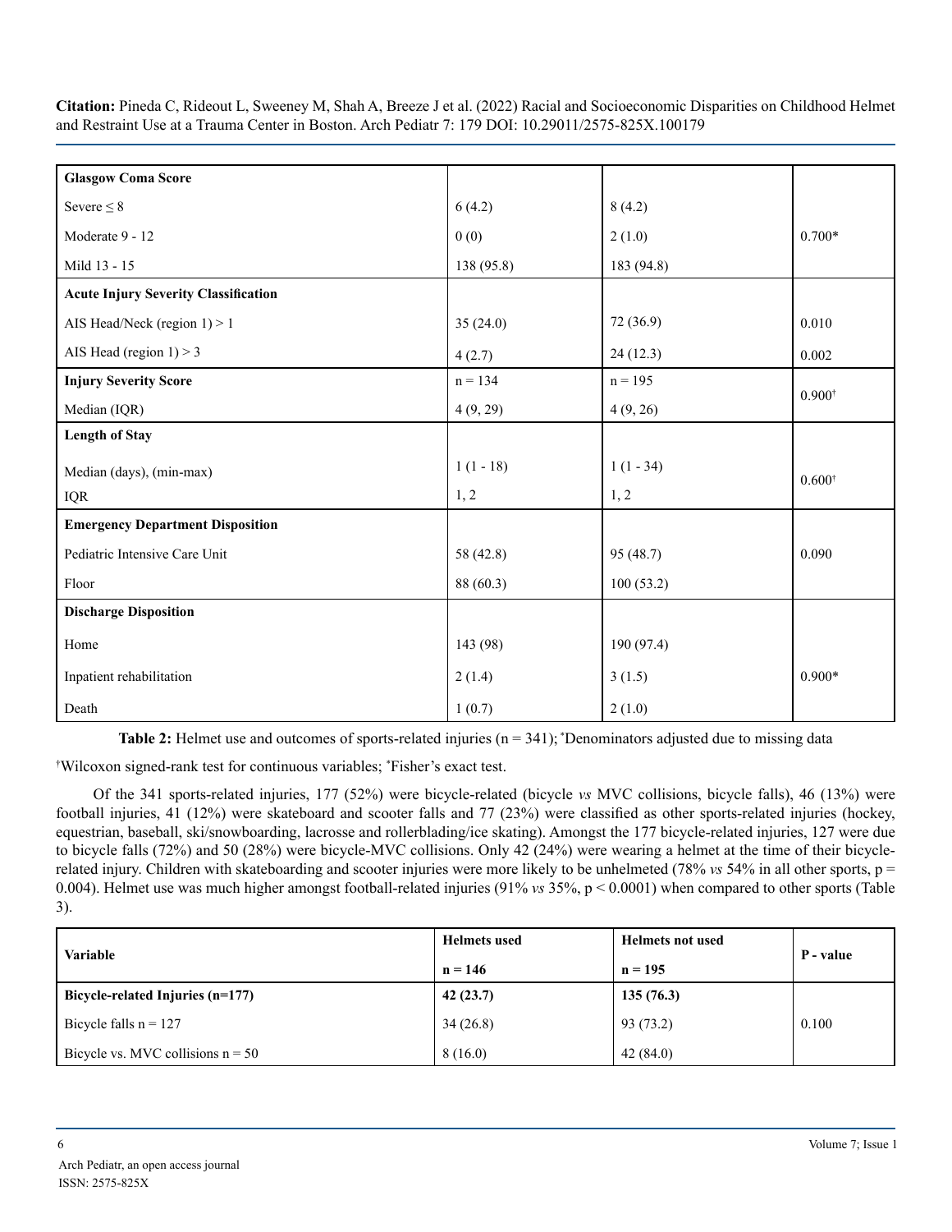| | | | |
|---|---|---|---|
| **Glasgow Coma Score** | | | |
| Severe ≤ 8 | 6 (4.2) | 8 (4.2) | |
| Moderate 9 - 12 | 0 (0) | 2 (1.0) | 0.700* |
| Mild 13 - 15 | 138 (95.8) | 183 (94.8) | |
| **Acute Injury Severity Classification** | | | |
| AIS Head/Neck (region 1) > 1 | 35 (24.0) | 72 (36.9) | 0.010 |
| AIS Head (region 1) > 3 | 4 (2.7) | 24 (12.3) | 0.002 |
| **Injury Severity Score** | n = 134 | n = 195 | 0.900† |
| Median (IQR) | 4 (9, 29) | 4 (9, 26) | |
| **Length of Stay** | | | |
| Median (days), (min-max) | 1 (1 - 18) | 1 (1 - 34) | 0.600† |
| IQR | 1, 2 | 1, 2 | |
| **Emergency Department Disposition** | | | |
| Pediatric Intensive Care Unit | 58 (42.8) | 95 (48.7) | 0.090 |
| Floor | 88 (60.3) | 100 (53.2) | |
| **Discharge Disposition** | | | |
| Home | 143 (98) | 190 (97.4) | |
| Inpatient rehabilitation | 2 (1.4) | 3 (1.5) | 0.900* |
| Death | 1 (0.7) | 2 (1.0) | |

**Table 2:** Helmet use and outcomes of sports-related injuries (n = 341); *Denominators adjusted due to missing data

†Wilcoxon signed-rank test for continuous variables; *Fisher's exact test.

Of the 341 sports-related injuries, 177 (52%) were bicycle-related (bicycle *vs* MVC collisions, bicycle falls), 46 (13%) were football injuries, 41 (12%) were skateboard and scooter falls and 77 (23%) were classified as other sports-related injuries (hockey, equestrian, baseball, ski/snowboarding, lacrosse and rollerblading/ice skating). Amongst the 177 bicycle-related injuries, 127 were due to bicycle falls (72%) and 50 (28%) were bicycle-MVC collisions. Only 42 (24%) were wearing a helmet at the time of their bicycle-related injury. Children with skateboarding and scooter injuries were more likely to be unhelmeted (78% *vs* 54% in all other sports, p = 0.004). Helmet use was much higher amongst football-related injuries (91% *vs* 35%, p < 0.0001) when compared to other sports (Table 3).

| Variable | Helmets used n = 146 | Helmets not used n = 195 | P - value |
|---|---|---|---|
| **Bicycle-related Injuries (n=177)** | **42 (23.7)** | **135 (76.3)** | |
| Bicycle falls n = 127 | 34 (26.8) | 93 (73.2) | 0.100 |
| Bicycle vs. MVC collisions n = 50 | 8 (16.0) | 42 (84.0) | |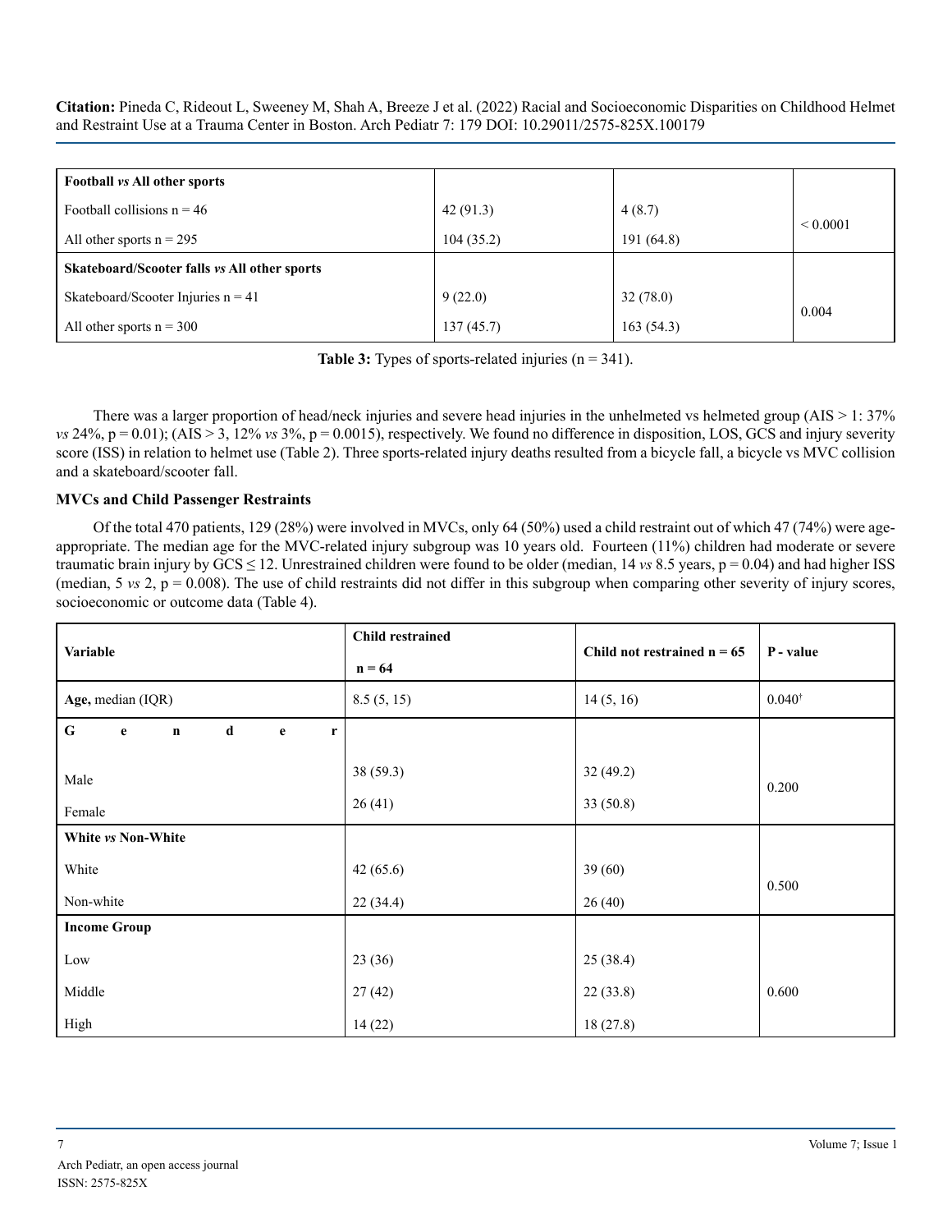| | | | |
|---|---|---|---|
| **Football *vs* All other sports** | | | |
| Football collisions n = 46 | 42 (91.3) | 4 (8.7) | < 0.0001 |
| All other sports n = 295 | 104 (35.2) | 191 (64.8) | |
| **Skateboard/Scooter falls *vs* All other sports** | | | |
| Skateboard/Scooter Injuries n = 41 | 9 (22.0) | 32 (78.0) | 0.004 |
| All other sports n = 300 | 137 (45.7) | 163 (54.3) | |

**Table 3:** Types of sports-related injuries (n = 341).

There was a larger proportion of head/neck injuries and severe head injuries in the unhelmeted vs helmeted group (AIS > 1: 37% *vs* 24%, p = 0.01); (AIS > 3, 12% *vs* 3%, p = 0.0015), respectively. We found no difference in disposition, LOS, GCS and injury severity score (ISS) in relation to helmet use (Table 2). Three sports-related injury deaths resulted from a bicycle fall, a bicycle vs MVC collision and a skateboard/scooter fall.

**MVCs and Child Passenger Restraints**

Of the total 470 patients, 129 (28%) were involved in MVCs, only 64 (50%) used a child restraint out of which 47 (74%) were age-appropriate. The median age for the MVC-related injury subgroup was 10 years old. Fourteen (11%) children had moderate or severe traumatic brain injury by GCS ≤ 12. Unrestrained children were found to be older (median, 14 *vs* 8.5 years, p = 0.04) and had higher ISS (median, 5 *vs* 2, p = 0.008). The use of child restraints did not differ in this subgroup when comparing other severity of injury scores, socioeconomic or outcome data (Table 4).

| Variable | Child restrained n = 64 | Child not restrained n = 65 | P - value |
|---|---|---|---|
| **Age,** median (IQR) | 8.5 (5, 15) | 14 (5, 16) | 0.040† |
| **Gender** | | | |
| Male | 38 (59.3) | 32 (49.2) | 0.200 |
| Female | 26 (41) | 33 (50.8) | |
| **White *vs* Non-White** | | | |
| White | 42 (65.6) | 39 (60) | 0.500 |
| Non-white | 22 (34.4) | 26 (40) | |
| **Income Group** | | | |
| Low | 23 (36) | 25 (38.4) | 0.600 |
| Middle | 27 (42) | 22 (33.8) | |
| High | 14 (22) | 18 (27.8) | |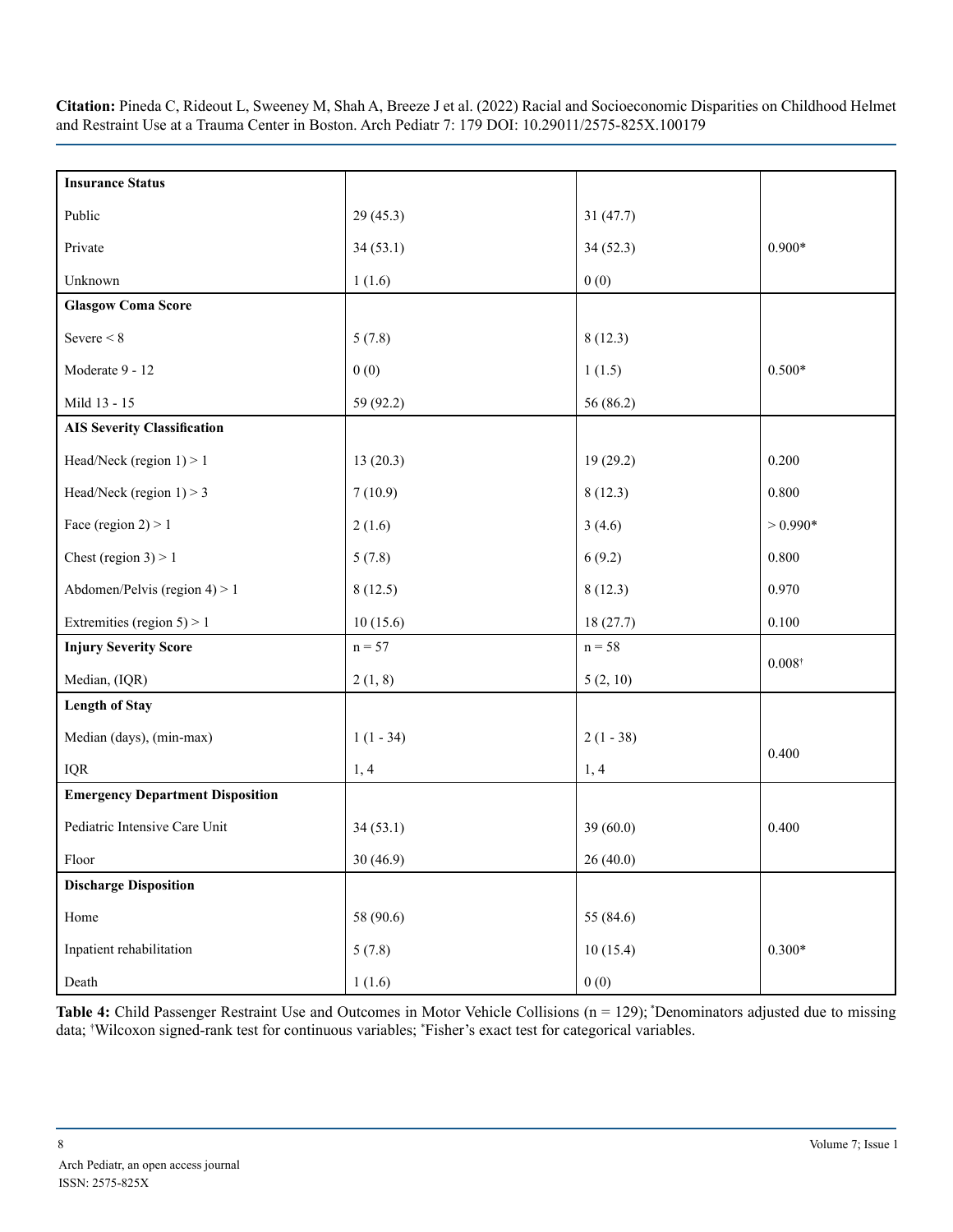| Insurance Status | | | |
|---|---|---|---|
| Public | 29 (45.3) | 31 (47.7) | |
| Private | 34 (53.1) | 34 (52.3) | 0.900* |
| Unknown | 1 (1.6) | 0 (0) | |
| **Glasgow Coma Score** | | | |
| Severe < 8 | 5 (7.8) | 8 (12.3) | |
| Moderate 9 - 12 | 0 (0) | 1 (1.5) | 0.500* |
| Mild 13 - 15 | 59 (92.2) | 56 (86.2) | |
| **AIS Severity Classification** | | | |
| Head/Neck (region 1) > 1 | 13 (20.3) | 19 (29.2) | 0.200 |
| Head/Neck (region 1) > 3 | 7 (10.9) | 8 (12.3) | 0.800 |
| Face (region 2) > 1 | 2 (1.6) | 3 (4.6) | > 0.990* |
| Chest (region 3) > 1 | 5 (7.8) | 6 (9.2) | 0.800 |
| Abdomen/Pelvis (region 4) > 1 | 8 (12.5) | 8 (12.3) | 0.970 |
| Extremities (region 5) > 1 | 10 (15.6) | 18 (27.7) | 0.100 |
| **Injury Severity Score** | n = 57 | n = 58 | 0.008† |
| Median, (IQR) | 2 (1, 8) | 5 (2, 10) | |
| **Length of Stay** | | | |
| Median (days), (min-max) | 1 (1 - 34) | 2 (1 - 38) | 0.400 |
| IQR | 1, 4 | 1, 4 | |
| **Emergency Department Disposition** | | | |
| Pediatric Intensive Care Unit | 34 (53.1) | 39 (60.0) | 0.400 |
| Floor | 30 (46.9) | 26 (40.0) | |
| **Discharge Disposition** | | | |
| Home | 58 (90.6) | 55 (84.6) | |
| Inpatient rehabilitation | 5 (7.8) | 10 (15.4) | 0.300* |
| Death | 1 (1.6) | 0 (0) | |

**Table 4:** Child Passenger Restraint Use and Outcomes in Motor Vehicle Collisions (n = 129); *Denominators adjusted due to missing data; †Wilcoxon signed-rank test for continuous variables; *Fisher's exact test for categorical variables.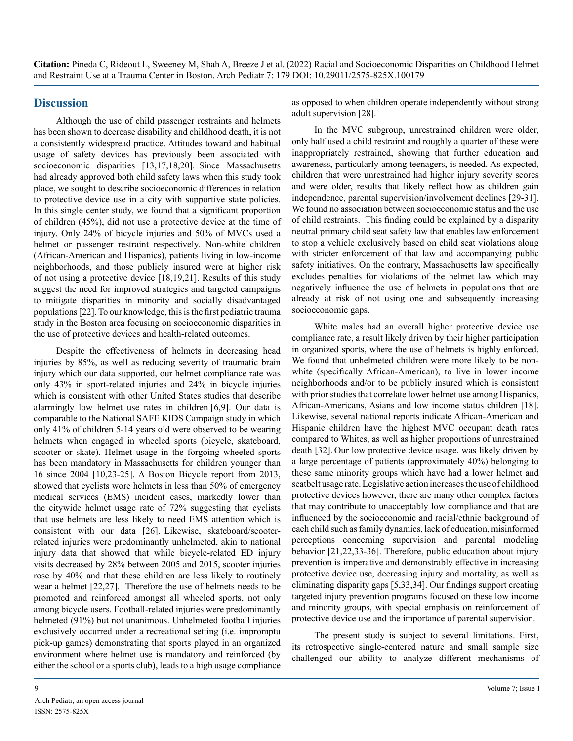## Discussion

Although the use of child passenger restraints and helmets has been shown to decrease disability and childhood death, it is not a consistently widespread practice. Attitudes toward and habitual usage of safety devices has previously been associated with socioeconomic disparities [13,17,18,20]. Since Massachusetts had already approved both child safety laws when this study took place, we sought to describe socioeconomic differences in relation to protective device use in a city with supportive state policies. In this single center study, we found that a significant proportion of children (45%), did not use a protective device at the time of injury. Only 24% of bicycle injuries and 50% of MVCs used a helmet or passenger restraint respectively. Non-white children (African-American and Hispanics), patients living in low-income neighborhoods, and those publicly insured were at higher risk of not using a protective device [18,19,21]. Results of this study suggest the need for improved strategies and targeted campaigns to mitigate disparities in minority and socially disadvantaged populations [22]. To our knowledge, this is the first pediatric trauma study in the Boston area focusing on socioeconomic disparities in the use of protective devices and health-related outcomes.

Despite the effectiveness of helmets in decreasing head injuries by 85%, as well as reducing severity of traumatic brain injury which our data supported, our helmet compliance rate was only 43% in sport-related injuries and 24% in bicycle injuries which is consistent with other United States studies that describe alarmingly low helmet use rates in children [6,9]. Our data is comparable to the National SAFE KIDS Campaign study in which only 41% of children 5-14 years old were observed to be wearing helmets when engaged in wheeled sports (bicycle, skateboard, scooter or skate). Helmet usage in the forgoing wheeled sports has been mandatory in Massachusetts for children younger than 16 since 2004 [10,23-25]. A Boston Bicycle report from 2013, showed that cyclists wore helmets in less than 50% of emergency medical services (EMS) incident cases, markedly lower than the citywide helmet usage rate of 72% suggesting that cyclists that use helmets are less likely to need EMS attention which is consistent with our data [26]. Likewise, skateboard/scooter-related injuries were predominantly unhelmeted, akin to national injury data that showed that while bicycle-related ED injury visits decreased by 28% between 2005 and 2015, scooter injuries rose by 40% and that these children are less likely to routinely wear a helmet [22,27]. Therefore the use of helmets needs to be promoted and reinforced amongst all wheeled sports, not only among bicycle users. Football-related injuries were predominantly helmeted (91%) but not unanimous. Unhelmeted football injuries exclusively occurred under a recreational setting (i.e. impromptu pick-up games) demonstrating that sports played in an organized environment where helmet use is mandatory and reinforced (by either the school or a sports club), leads to a high usage compliance as opposed to when children operate independently without strong adult supervision [28].

In the MVC subgroup, unrestrained children were older, only half used a child restraint and roughly a quarter of these were inappropriately restrained, showing that further education and awareness, particularly among teenagers, is needed. As expected, children that were unrestrained had higher injury severity scores and were older, results that likely reflect how as children gain independence, parental supervision/involvement declines [29-31]. We found no association between socioeconomic status and the use of child restraints. This finding could be explained by a disparity neutral primary child seat safety law that enables law enforcement to stop a vehicle exclusively based on child seat violations along with stricter enforcement of that law and accompanying public safety initiatives. On the contrary, Massachusetts law specifically excludes penalties for violations of the helmet law which may negatively influence the use of helmets in populations that are already at risk of not using one and subsequently increasing socioeconomic gaps.

White males had an overall higher protective device use compliance rate, a result likely driven by their higher participation in organized sports, where the use of helmets is highly enforced. We found that unhelmeted children were more likely to be non-white (specifically African-American), to live in lower income neighborhoods and/or to be publicly insured which is consistent with prior studies that correlate lower helmet use among Hispanics, African-Americans, Asians and low income status children [18]. Likewise, several national reports indicate African-American and Hispanic children have the highest MVC occupant death rates compared to Whites, as well as higher proportions of unrestrained death [32]. Our low protective device usage, was likely driven by a large percentage of patients (approximately 40%) belonging to these same minority groups which have had a lower helmet and seatbelt usage rate. Legislative action increases the use of childhood protective devices however, there are many other complex factors that may contribute to unacceptably low compliance and that are influenced by the socioeconomic and racial/ethnic background of each child such as family dynamics, lack of education, misinformed perceptions concerning supervision and parental modeling behavior [21,22,33-36]. Therefore, public education about injury prevention is imperative and demonstrably effective in increasing protective device use, decreasing injury and mortality, as well as eliminating disparity gaps [5,33,34]. Our findings support creating targeted injury prevention programs focused on these low income and minority groups, with special emphasis on reinforcement of protective device use and the importance of parental supervision.

The present study is subject to several limitations. First, its retrospective single-centered nature and small sample size challenged our ability to analyze different mechanisms of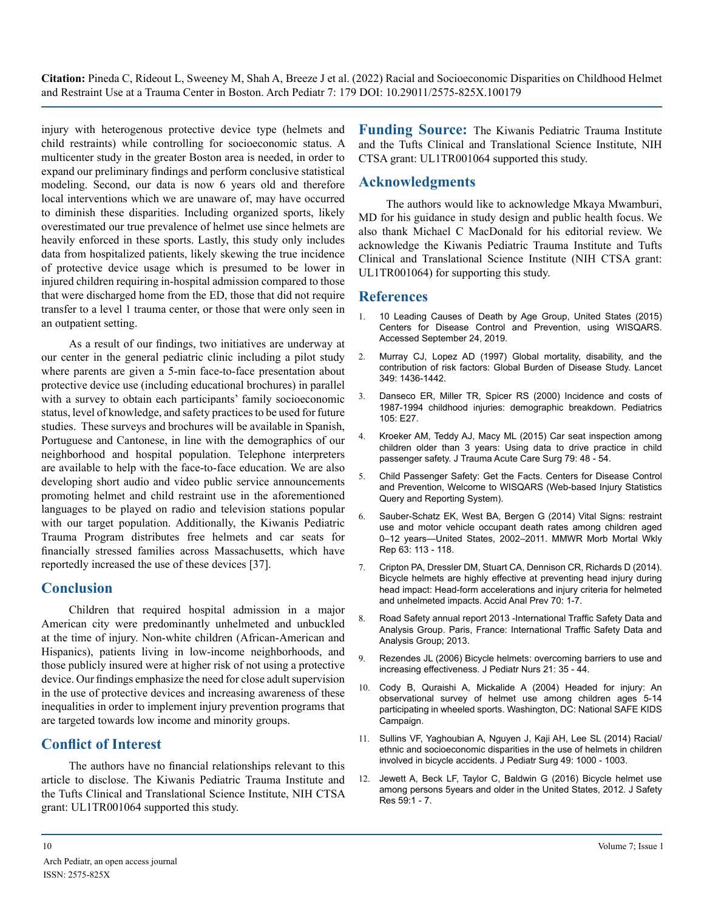injury with heterogenous protective device type (helmets and child restraints) while controlling for socioeconomic status. A multicenter study in the greater Boston area is needed, in order to expand our preliminary findings and perform conclusive statistical modeling. Second, our data is now 6 years old and therefore local interventions which we are unaware of, may have occurred to diminish these disparities. Including organized sports, likely overestimated our true prevalence of helmet use since helmets are heavily enforced in these sports. Lastly, this study only includes data from hospitalized patients, likely skewing the true incidence of protective device usage which is presumed to be lower in injured children requiring in-hospital admission compared to those that were discharged home from the ED, those that did not require transfer to a level 1 trauma center, or those that were only seen in an outpatient setting.

As a result of our findings, two initiatives are underway at our center in the general pediatric clinic including a pilot study where parents are given a 5-min face-to-face presentation about protective device use (including educational brochures) in parallel with a survey to obtain each participants' family socioeconomic status, level of knowledge, and safety practices to be used for future studies. These surveys and brochures will be available in Spanish, Portuguese and Cantonese, in line with the demographics of our neighborhood and hospital population. Telephone interpreters are available to help with the face-to-face education. We are also developing short audio and video public service announcements promoting helmet and child restraint use in the aforementioned languages to be played on radio and television stations popular with our target population. Additionally, the Kiwanis Pediatric Trauma Program distributes free helmets and car seats for financially stressed families across Massachusetts, which have reportedly increased the use of these devices [37].

## Conclusion

Children that required hospital admission in a major American city were predominantly unhelmeted and unbuckled at the time of injury. Non-white children (African-American and Hispanics), patients living in low-income neighborhoods, and those publicly insured were at higher risk of not using a protective device. Our findings emphasize the need for close adult supervision in the use of protective devices and increasing awareness of these inequalities in order to implement injury prevention programs that are targeted towards low income and minority groups.

## Conflict of Interest

The authors have no financial relationships relevant to this article to disclose. The Kiwanis Pediatric Trauma Institute and the Tufts Clinical and Translational Science Institute, NIH CTSA grant: UL1TR001064 supported this study.

**Funding Source:** The Kiwanis Pediatric Trauma Institute and the Tufts Clinical and Translational Science Institute, NIH CTSA grant: UL1TR001064 supported this study.

## Acknowledgments

The authors would like to acknowledge Mkaya Mwamburi, MD for his guidance in study design and public health focus. We also thank Michael C MacDonald for his editorial review. We acknowledge the Kiwanis Pediatric Trauma Institute and Tufts Clinical and Translational Science Institute (NIH CTSA grant: UL1TR001064) for supporting this study.

## References

1. 10 Leading Causes of Death by Age Group, United States (2015) Centers for Disease Control and Prevention, using WISQARS. Accessed September 24, 2019.
2. Murray CJ, Lopez AD (1997) Global mortality, disability, and the contribution of risk factors: Global Burden of Disease Study. Lancet 349: 1436-1442.
3. Danseco ER, Miller TR, Spicer RS (2000) Incidence and costs of 1987-1994 childhood injuries: demographic breakdown. Pediatrics 105: E27.
4. Kroeker AM, Teddy AJ, Macy ML (2015) Car seat inspection among children older than 3 years: Using data to drive practice in child passenger safety. J Trauma Acute Care Surg 79: 48 - 54.
5. Child Passenger Safety: Get the Facts. Centers for Disease Control and Prevention, Welcome to WISQARS (Web-based Injury Statistics Query and Reporting System).
6. Sauber-Schatz EK, West BA, Bergen G (2014) Vital Signs: restraint use and motor vehicle occupant death rates among children aged 0–12 years—United States, 2002–2011. MMWR Morb Mortal Wkly Rep 63: 113 - 118.
7. Cripton PA, Dressler DM, Stuart CA, Dennison CR, Richards D (2014). Bicycle helmets are highly effective at preventing head injury during head impact: Head-form accelerations and injury criteria for helmeted and unhelmeted impacts. Accid Anal Prev 70: 1-7.
8. Road Safety annual report 2013 -International Traffic Safety Data and Analysis Group. Paris, France: International Traffic Safety Data and Analysis Group; 2013.
9. Rezendes JL (2006) Bicycle helmets: overcoming barriers to use and increasing effectiveness. J Pediatr Nurs 21: 35 - 44.
10. Cody B, Quraishi A, Mickalide A (2004) Headed for injury: An observational survey of helmet use among children ages 5-14 participating in wheeled sports. Washington, DC: National SAFE KIDS Campaign.
11. Sullins VF, Yaghoubian A, Nguyen J, Kaji AH, Lee SL (2014) Racial/ethnic and socioeconomic disparities in the use of helmets in children involved in bicycle accidents. J Pediatr Surg 49: 1000 - 1003.
12. Jewett A, Beck LF, Taylor C, Baldwin G (2016) Bicycle helmet use among persons 5years and older in the United States, 2012. J Safety Res 59:1 - 7.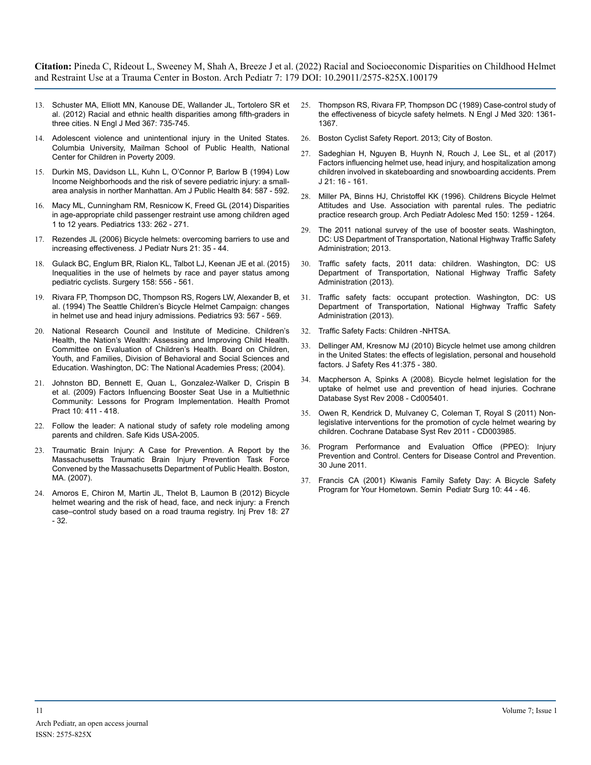13. Schuster MA, Elliott MN, Kanouse DE, Wallander JL, Tortolero SR et al. (2012) Racial and ethnic health disparities among fifth-graders in three cities. N Engl J Med 367: 735-745.

14. Adolescent violence and unintentional injury in the United States. Columbia University, Mailman School of Public Health, National Center for Children in Poverty 2009.

15. Durkin MS, Davidson LL, Kuhn L, O'Connor P, Barlow B (1994) Low Income Neighborhoods and the risk of severe pediatric injury: a small-area analysis in norther Manhattan. Am J Public Health 84: 587 - 592.

16. Macy ML, Cunningham RM, Resnicow K, Freed GL (2014) Disparities in age-appropriate child passenger restraint use among children aged 1 to 12 years. Pediatrics 133: 262 - 271.

17. Rezendes JL (2006) Bicycle helmets: overcoming barriers to use and increasing effectiveness. J Pediatr Nurs 21: 35 - 44.

18. Gulack BC, Englum BR, Rialon KL, Talbot LJ, Keenan JE et al. (2015) Inequalities in the use of helmets by race and payer status among pediatric cyclists. Surgery 158: 556 - 561.

19. Rivara FP, Thompson DC, Thompson RS, Rogers LW, Alexander B, et al. (1994) The Seattle Children's Bicycle Helmet Campaign: changes in helmet use and head injury admissions. Pediatrics 93: 567 - 569.

20. National Research Council and Institute of Medicine. Children's Health, the Nation's Wealth: Assessing and Improving Child Health. Committee on Evaluation of Children's Health. Board on Children, Youth, and Families, Division of Behavioral and Social Sciences and Education. Washington, DC: The National Academies Press; (2004).

21. Johnston BD, Bennett E, Quan L, Gonzalez-Walker D, Crispin B et al. (2009) Factors Influencing Booster Seat Use in a Multiethnic Community: Lessons for Program Implementation. Health Promot Pract 10: 411 - 418.

22. Follow the leader: A national study of safety role modeling among parents and children. Safe Kids USA-2005.

23. Traumatic Brain Injury: A Case for Prevention. A Report by the Massachusetts Traumatic Brain Injury Prevention Task Force Convened by the Massachusetts Department of Public Health. Boston, MA. (2007).

24. Amoros E, Chiron M, Martin JL, Thelot B, Laumon B (2012) Bicycle helmet wearing and the risk of head, face, and neck injury: a French case–control study based on a road trauma registry. Inj Prev 18: 27 - 32.

25. Thompson RS, Rivara FP, Thompson DC (1989) Case-control study of the effectiveness of bicycle safety helmets. N Engl J Med 320: 1361-1367.

26. Boston Cyclist Safety Report. 2013; City of Boston.

27. Sadeghian H, Nguyen B, Huynh N, Rouch J, Lee SL, et al (2017) Factors influencing helmet use, head injury, and hospitalization among children involved in skateboarding and snowboarding accidents. Prem J 21: 16 - 161.

28. Miller PA, Binns HJ, Christoffel KK (1996). Childrens Bicycle Helmet Attitudes and Use. Association with parental rules. The pediatric practice research group. Arch Pediatr Adolesc Med 150: 1259 - 1264.

29. The 2011 national survey of the use of booster seats. Washington, DC: US Department of Transportation, National Highway Traffic Safety Administration; 2013.

30. Traffic safety facts, 2011 data: children. Washington, DC: US Department of Transportation, National Highway Traffic Safety Administration (2013).

31. Traffic safety facts: occupant protection. Washington, DC: US Department of Transportation, National Highway Traffic Safety Administration (2013).

32. Traffic Safety Facts: Children -NHTSA.

33. Dellinger AM, Kresnow MJ (2010) Bicycle helmet use among children in the United States: the effects of legislation, personal and household factors. J Safety Res 41:375 - 380.

34. Macpherson A, Spinks A (2008). Bicycle helmet legislation for the uptake of helmet use and prevention of head injuries. Cochrane Database Syst Rev 2008 - Cd005401.

35. Owen R, Kendrick D, Mulvaney C, Coleman T, Royal S (2011) Non-legislative interventions for the promotion of cycle helmet wearing by children. Cochrane Database Syst Rev 2011 - CD003985.

36. Program Performance and Evaluation Office (PPEO): Injury Prevention and Control. Centers for Disease Control and Prevention. 30 June 2011.

37. Francis CA (2001) Kiwanis Family Safety Day: A Bicycle Safety Program for Your Hometown. Semin Pediatr Surg 10: 44 - 46.